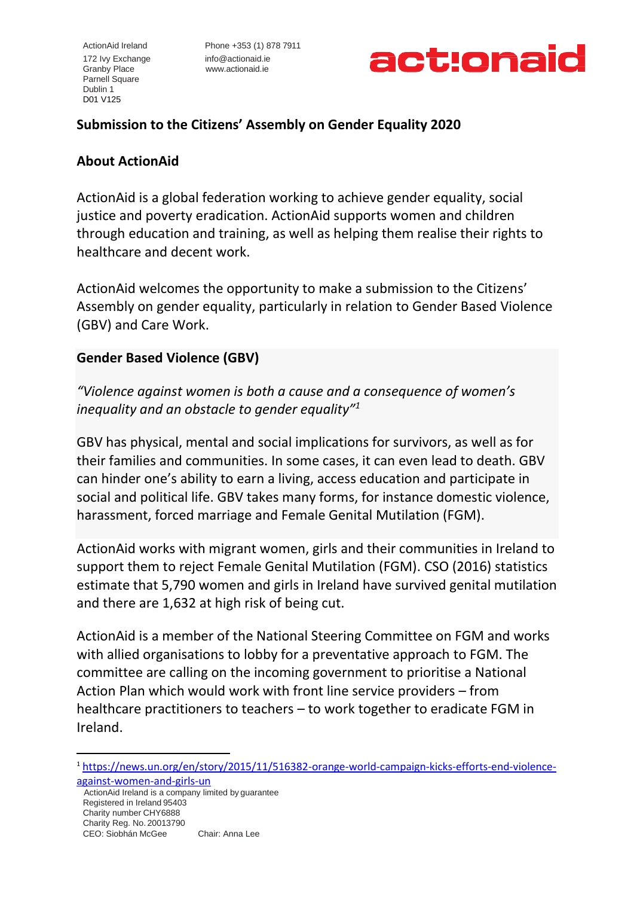ActionAid Ireland
172 Ivy Exchange
Granby Place
Parnell Square
Dublin 1
D01 V125

Phone +353 (1) 878 7911
info@actionaid.ie
www.actionaid.ie

actionaid

## Submission to the Citizens' Assembly on Gender Equality 2020

### About ActionAid

ActionAid is a global federation working to achieve gender equality, social justice and poverty eradication. ActionAid supports women and children through education and training, as well as helping them realise their rights to healthcare and decent work.

ActionAid welcomes the opportunity to make a submission to the Citizens' Assembly on gender equality, particularly in relation to Gender Based Violence (GBV) and Care Work.

### Gender Based Violence (GBV)

*"Violence against women is both a cause and a consequence of women's inequality and an obstacle to gender equality"*[1]

GBV has physical, mental and social implications for survivors, as well as for their families and communities. In some cases, it can even lead to death. GBV can hinder one's ability to earn a living, access education and participate in social and political life. GBV takes many forms, for instance domestic violence, harassment, forced marriage and Female Genital Mutilation (FGM).

ActionAid works with migrant women, girls and their communities in Ireland to support them to reject Female Genital Mutilation (FGM). CSO (2016) statistics estimate that 5,790 women and girls in Ireland have survived genital mutilation and there are 1,632 at high risk of being cut.

ActionAid is a member of the National Steering Committee on FGM and works with allied organisations to lobby for a preventative approach to FGM. The committee are calling on the incoming government to prioritise a National Action Plan which would work with front line service providers – from healthcare practitioners to teachers – to work together to eradicate FGM in Ireland.

---

[1] https://news.un.org/en/story/2015/11/516382-orange-world-campaign-kicks-efforts-end-violence-against-women-and-girls-un

ActionAid Ireland is a company limited by guarantee
Registered in Ireland 95403
Charity number CHY6888
Charity Reg. No. 20013790
CEO: Siobhán McGee    Chair: Anna Lee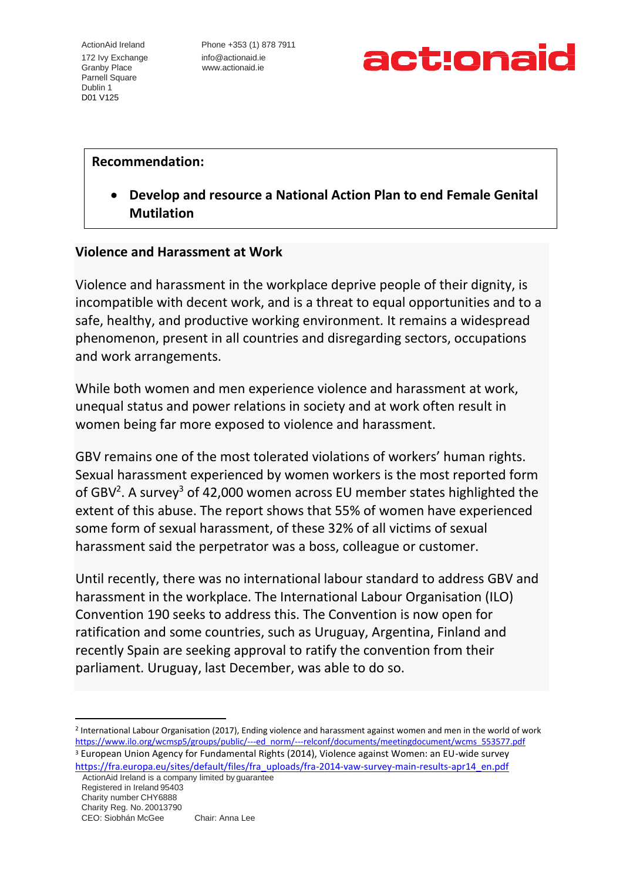**Recommendation:**

- **Develop and resource a National Action Plan to end Female Genital Mutilation**

**Violence and Harassment at Work**

Violence and harassment in the workplace deprive people of their dignity, is incompatible with decent work, and is a threat to equal opportunities and to a safe, healthy, and productive working environment. It remains a widespread phenomenon, present in all countries and disregarding sectors, occupations and work arrangements.

While both women and men experience violence and harassment at work, unequal status and power relations in society and at work often result in women being far more exposed to violence and harassment.

GBV remains one of the most tolerated violations of workers' human rights. Sexual harassment experienced by women workers is the most reported form of GBV[2]. A survey[3] of 42,000 women across EU member states highlighted the extent of this abuse. The report shows that 55% of women have experienced some form of sexual harassment, of these 32% of all victims of sexual harassment said the perpetrator was a boss, colleague or customer.

Until recently, there was no international labour standard to address GBV and harassment in the workplace. The International Labour Organisation (ILO) Convention 190 seeks to address this. The Convention is now open for ratification and some countries, such as Uruguay, Argentina, Finland and recently Spain are seeking approval to ratify the convention from their parliament. Uruguay, last December, was able to do so.

---

[2] International Labour Organisation (2017), Ending violence and harassment against women and men in the world of work https://www.ilo.org/wcmsp5/groups/public/---ed_norm/---relconf/documents/meetingdocument/wcms_553577.pdf

[3] European Union Agency for Fundamental Rights (2014), Violence against Women: an EU-wide survey https://fra.europa.eu/sites/default/files/fra_uploads/fra-2014-vaw-survey-main-results-apr14_en.pdf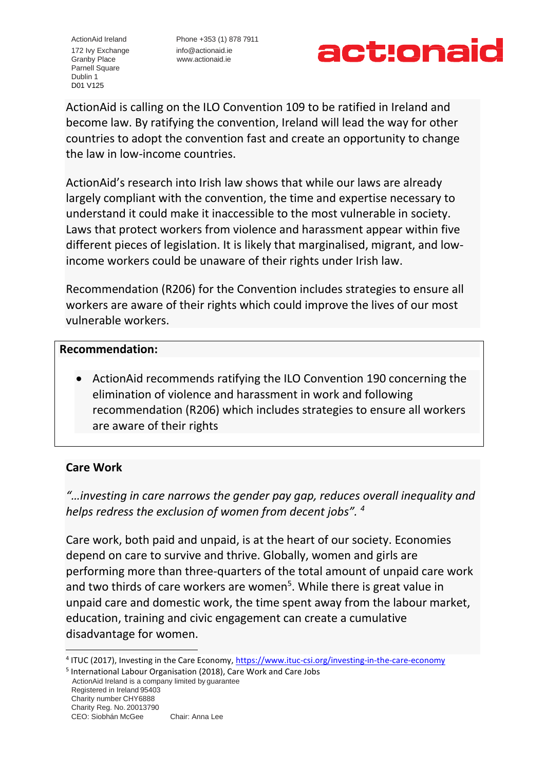ActionAid is calling on the ILO Convention 109 to be ratified in Ireland and become law. By ratifying the convention, Ireland will lead the way for other countries to adopt the convention fast and create an opportunity to change the law in low-income countries.

ActionAid's research into Irish law shows that while our laws are already largely compliant with the convention, the time and expertise necessary to understand it could make it inaccessible to the most vulnerable in society. Laws that protect workers from violence and harassment appear within five different pieces of legislation. It is likely that marginalised, migrant, and low-income workers could be unaware of their rights under Irish law.

Recommendation (R206) for the Convention includes strategies to ensure all workers are aware of their rights which could improve the lives of our most vulnerable workers.

**Recommendation:**

- ActionAid recommends ratifying the ILO Convention 190 concerning the elimination of violence and harassment in work and following recommendation (R206) which includes strategies to ensure all workers are aware of their rights

**Care Work**

*"…investing in care narrows the gender pay gap, reduces overall inequality and helps redress the exclusion of women from decent jobs".* [4]

Care work, both paid and unpaid, is at the heart of our society. Economies depend on care to survive and thrive. Globally, women and girls are performing more than three-quarters of the total amount of unpaid care work and two thirds of care workers are women[5]. While there is great value in unpaid care and domestic work, the time spent away from the labour market, education, training and civic engagement can create a cumulative disadvantage for women.

[4] ITUC (2017), Investing in the Care Economy, https://www.ituc-csi.org/investing-in-the-care-economy

[5] International Labour Organisation (2018), Care Work and Care Jobs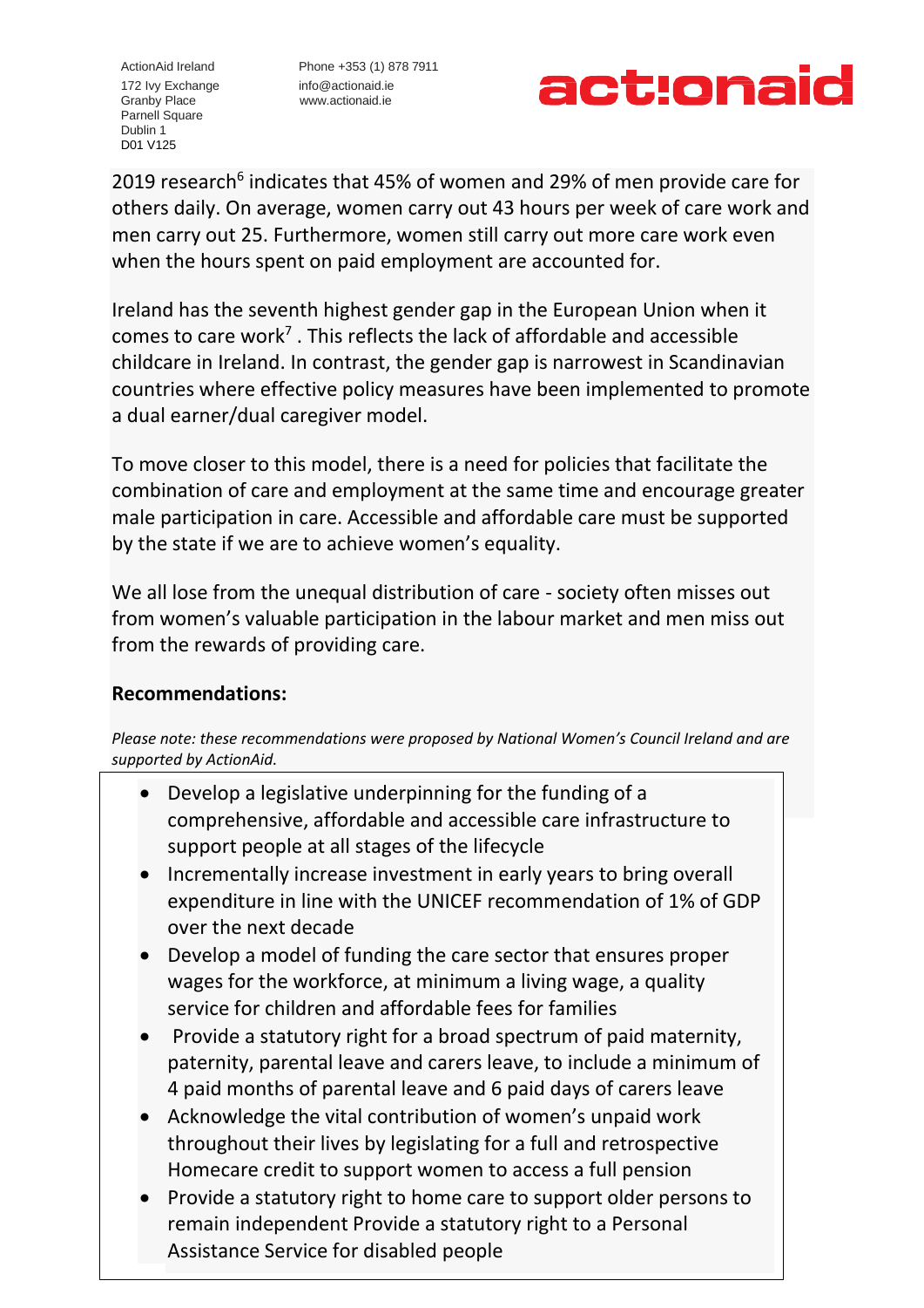2019 research[6] indicates that 45% of women and 29% of men provide care for others daily. On average, women carry out 43 hours per week of care work and men carry out 25. Furthermore, women still carry out more care work even when the hours spent on paid employment are accounted for.

Ireland has the seventh highest gender gap in the European Union when it comes to care work[7] . This reflects the lack of affordable and accessible childcare in Ireland. In contrast, the gender gap is narrowest in Scandinavian countries where effective policy measures have been implemented to promote a dual earner/dual caregiver model.

To move closer to this model, there is a need for policies that facilitate the combination of care and employment at the same time and encourage greater male participation in care. Accessible and affordable care must be supported by the state if we are to achieve women's equality.

We all lose from the unequal distribution of care - society often misses out from women's valuable participation in the labour market and men miss out from the rewards of providing care.

**Recommendations:**

*Please note: these recommendations were proposed by National Women's Council Ireland and are supported by ActionAid.*

- Develop a legislative underpinning for the funding of a comprehensive, affordable and accessible care infrastructure to support people at all stages of the lifecycle
- Incrementally increase investment in early years to bring overall expenditure in line with the UNICEF recommendation of 1% of GDP over the next decade
- Develop a model of funding the care sector that ensures proper wages for the workforce, at minimum a living wage, a quality service for children and affordable fees for families
- Provide a statutory right for a broad spectrum of paid maternity, paternity, parental leave and carers leave, to include a minimum of 4 paid months of parental leave and 6 paid days of carers leave
- Acknowledge the vital contribution of women's unpaid work throughout their lives by legislating for a full and retrospective Homecare credit to support women to access a full pension
- Provide a statutory right to home care to support older persons to remain independent Provide a statutory right to a Personal Assistance Service for disabled people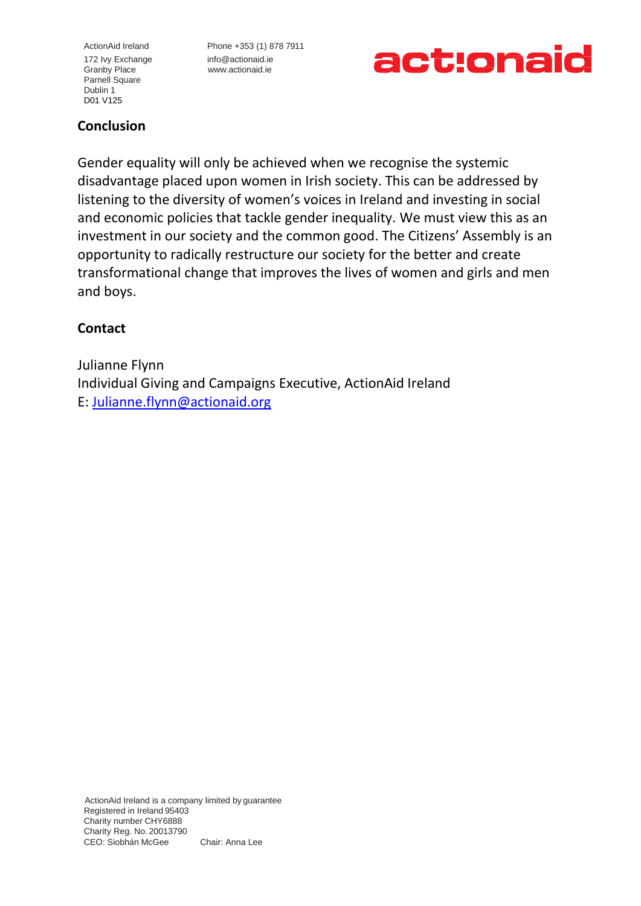## Conclusion

Gender equality will only be achieved when we recognise the systemic disadvantage placed upon women in Irish society. This can be addressed by listening to the diversity of women's voices in Ireland and investing in social and economic policies that tackle gender inequality. We must view this as an investment in our society and the common good. The Citizens' Assembly is an opportunity to radically restructure our society for the better and create transformational change that improves the lives of women and girls and men and boys.

## Contact

Julianne Flynn
Individual Giving and Campaigns Executive, ActionAid Ireland
E: Julianne.flynn@actionaid.org